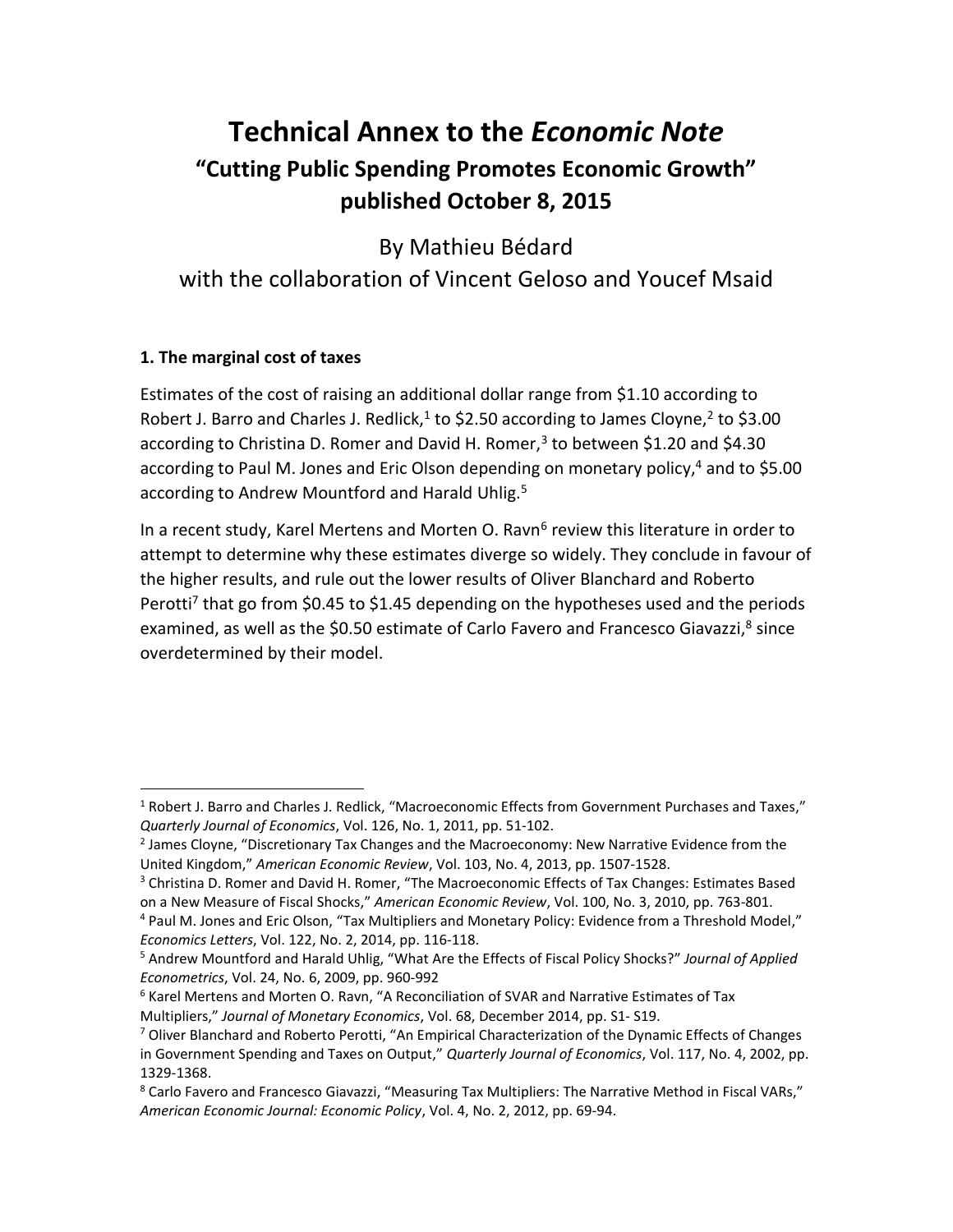# Technical Annex to the *Economic Note*

## "Cutting Public Spending Promotes Economic Growth" published October 8, 2015

By Mathieu Bédard
with the collaboration of Vincent Geloso and Youcef Msaid

### 1. The marginal cost of taxes

Estimates of the cost of raising an additional dollar range from $1.10 according to Robert J. Barro and Charles J. Redlick,[1] to $2.50 according to James Cloyne,[2] to $3.00 according to Christina D. Romer and David H. Romer,[3] to between $1.20 and $4.30 according to Paul M. Jones and Eric Olson depending on monetary policy,[4] and to $5.00 according to Andrew Mountford and Harald Uhlig.[5]

In a recent study, Karel Mertens and Morten O. Ravn[6] review this literature in order to attempt to determine why these estimates diverge so widely. They conclude in favour of the higher results, and rule out the lower results of Oliver Blanchard and Roberto Perotti[7] that go from $0.45 to $1.45 depending on the hypotheses used and the periods examined, as well as the $0.50 estimate of Carlo Favero and Francesco Giavazzi,[8] since overdetermined by their model.

---

[1] Robert J. Barro and Charles J. Redlick, "Macroeconomic Effects from Government Purchases and Taxes," *Quarterly Journal of Economics*, Vol. 126, No. 1, 2011, pp. 51-102.

[2] James Cloyne, "Discretionary Tax Changes and the Macroeconomy: New Narrative Evidence from the United Kingdom," *American Economic Review*, Vol. 103, No. 4, 2013, pp. 1507-1528.

[3] Christina D. Romer and David H. Romer, "The Macroeconomic Effects of Tax Changes: Estimates Based on a New Measure of Fiscal Shocks," *American Economic Review*, Vol. 100, No. 3, 2010, pp. 763-801.

[4] Paul M. Jones and Eric Olson, "Tax Multipliers and Monetary Policy: Evidence from a Threshold Model," *Economics Letters*, Vol. 122, No. 2, 2014, pp. 116-118.

[5] Andrew Mountford and Harald Uhlig, "What Are the Effects of Fiscal Policy Shocks?" *Journal of Applied Econometrics*, Vol. 24, No. 6, 2009, pp. 960-992

[6] Karel Mertens and Morten O. Ravn, "A Reconciliation of SVAR and Narrative Estimates of Tax Multipliers," *Journal of Monetary Economics*, Vol. 68, December 2014, pp. S1- S19.

[7] Oliver Blanchard and Roberto Perotti, "An Empirical Characterization of the Dynamic Effects of Changes in Government Spending and Taxes on Output," *Quarterly Journal of Economics*, Vol. 117, No. 4, 2002, pp. 1329-1368.

[8] Carlo Favero and Francesco Giavazzi, "Measuring Tax Multipliers: The Narrative Method in Fiscal VARs," *American Economic Journal: Economic Policy*, Vol. 4, No. 2, 2012, pp. 69-94.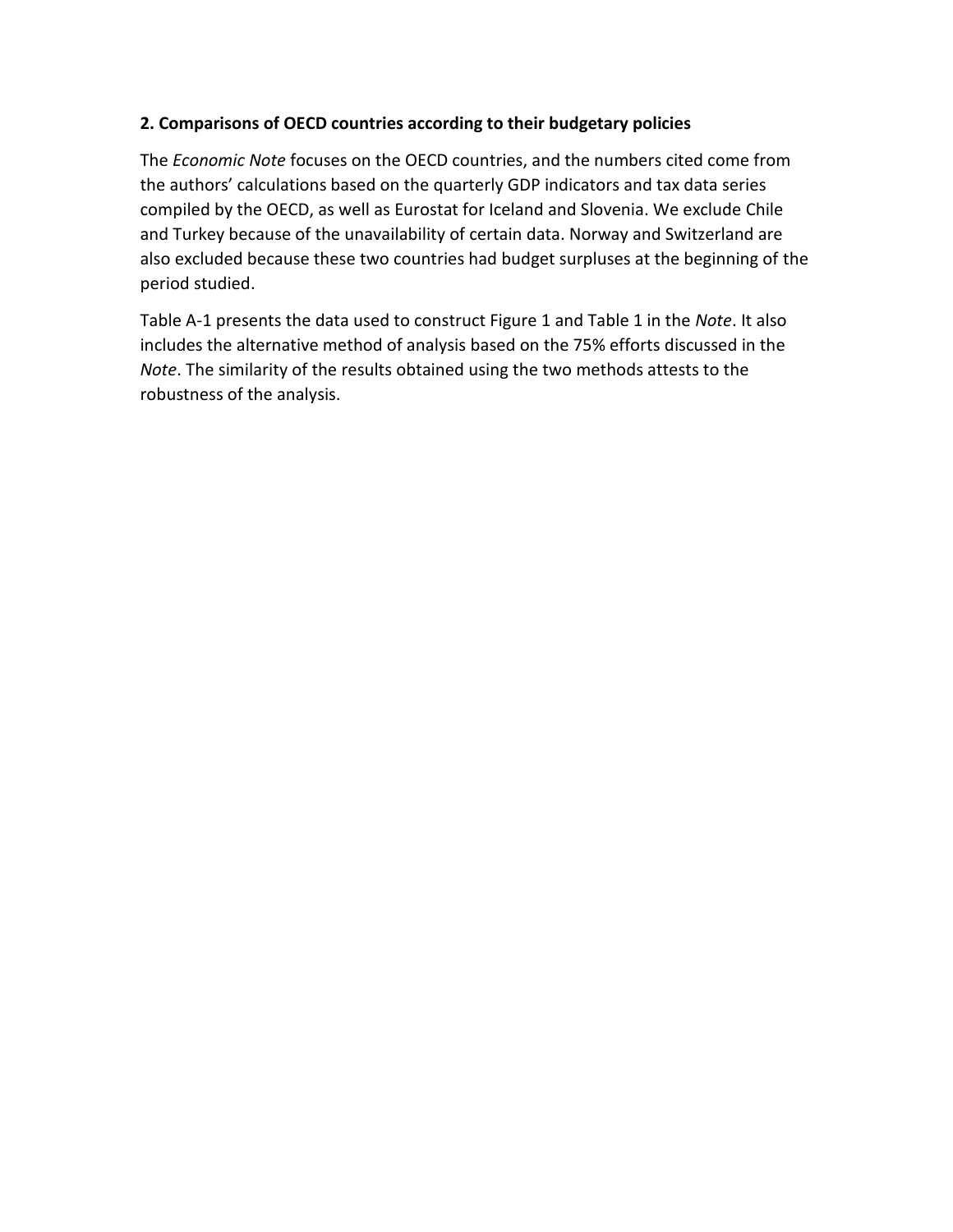**2. Comparisons of OECD countries according to their budgetary policies**

The *Economic Note* focuses on the OECD countries, and the numbers cited come from the authors' calculations based on the quarterly GDP indicators and tax data series compiled by the OECD, as well as Eurostat for Iceland and Slovenia. We exclude Chile and Turkey because of the unavailability of certain data. Norway and Switzerland are also excluded because these two countries had budget surpluses at the beginning of the period studied.

Table A-1 presents the data used to construct Figure 1 and Table 1 in the *Note*. It also includes the alternative method of analysis based on the 75% efforts discussed in the *Note*. The similarity of the results obtained using the two methods attests to the robustness of the analysis.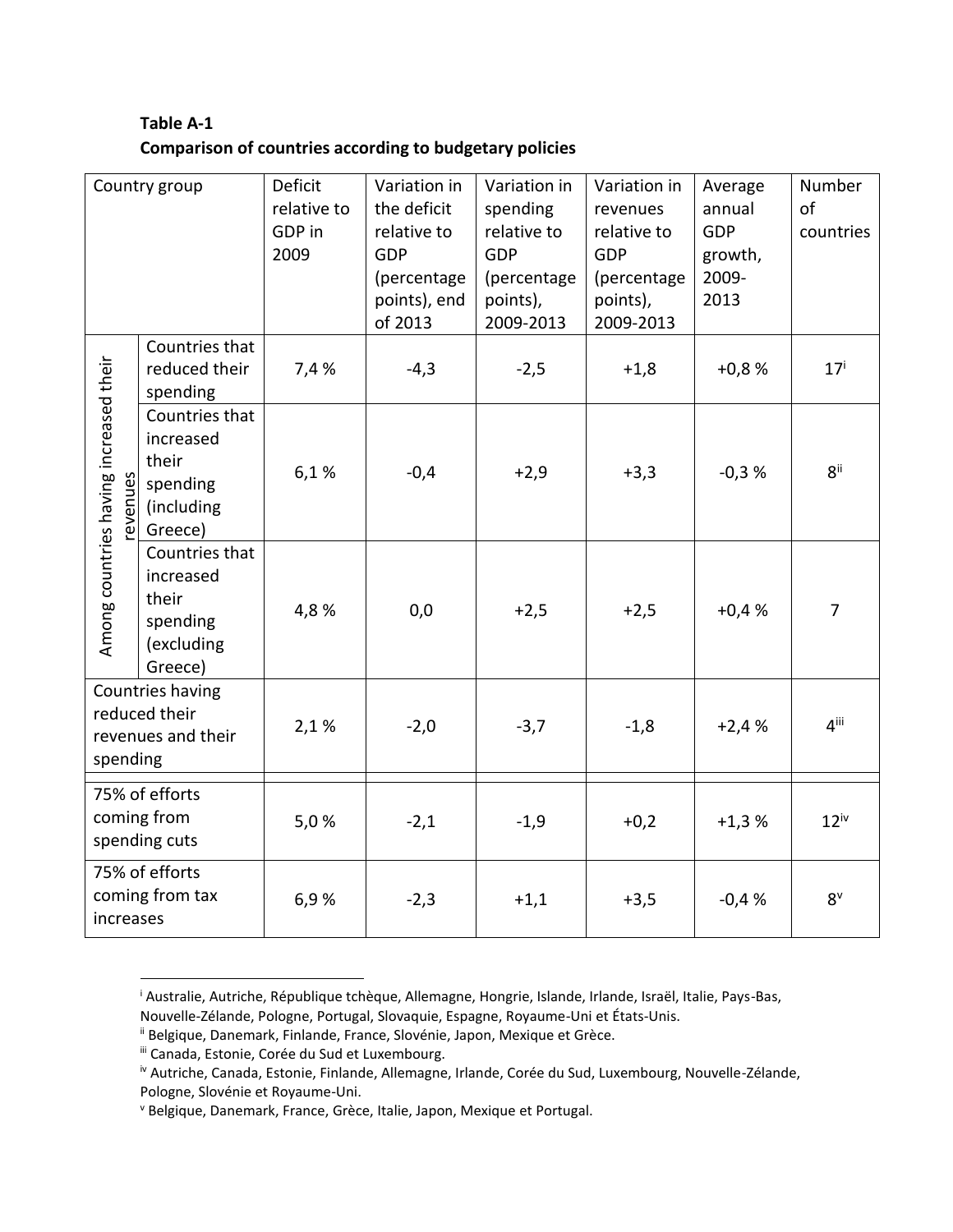**Table A-1**
**Comparison of countries according to budgetary policies**

| Country group | | Deficit relative to GDP in 2009 | Variation in the deficit relative to GDP (percentage points), end of 2013 | Variation in spending relative to GDP (percentage points), 2009-2013 | Variation in revenues relative to GDP (percentage points), 2009-2013 | Average annual GDP growth, 2009-2013 | Number of countries |
|---|---|---|---|---|---|---|---|
| Among countries having increased their revenues | Countries that reduced their spending | 7,4 % | -4,3 | -2,5 | +1,8 | +0,8 % | 17[i] |
| | Countries that increased their spending (including Greece) | 6,1 % | -0,4 | +2,9 | +3,3 | -0,3 % | 8[ii] |
| | Countries that increased their spending (excluding Greece) | 4,8 % | 0,0 | +2,5 | +2,5 | +0,4 % | 7 |
| Countries having reduced their revenues and their spending | | 2,1 % | -2,0 | -3,7 | -1,8 | +2,4 % | 4[iii] |
| 75% of efforts coming from spending cuts | | 5,0 % | -2,1 | -1,9 | +0,2 | +1,3 % | 12[iv] |
| 75% of efforts coming from tax increases | | 6,9 % | -2,3 | +1,1 | +3,5 | -0,4 % | 8[v] |

[i] Australie, Autriche, République tchèque, Allemagne, Hongrie, Islande, Irlande, Israël, Italie, Pays-Bas, Nouvelle-Zélande, Pologne, Portugal, Slovaquie, Espagne, Royaume-Uni et États-Unis.

[ii] Belgique, Danemark, Finlande, France, Slovénie, Japon, Mexique et Grèce.

[iii] Canada, Estonie, Corée du Sud et Luxembourg.

[iv] Autriche, Canada, Estonie, Finlande, Allemagne, Irlande, Corée du Sud, Luxembourg, Nouvelle-Zélande, Pologne, Slovénie et Royaume-Uni.

[v] Belgique, Danemark, France, Grèce, Italie, Japon, Mexique et Portugal.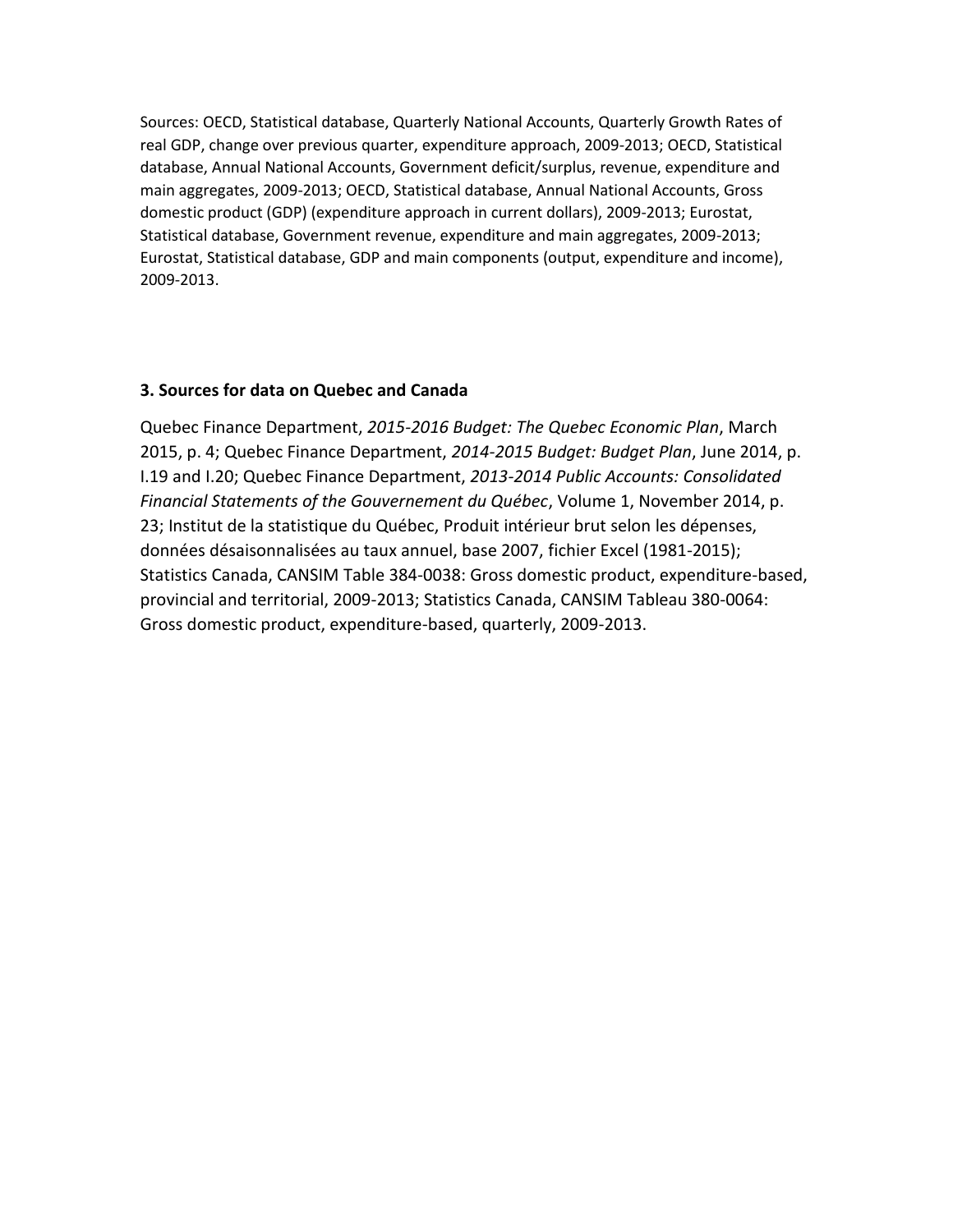Sources: OECD, Statistical database, Quarterly National Accounts, Quarterly Growth Rates of real GDP, change over previous quarter, expenditure approach, 2009-2013; OECD, Statistical database, Annual National Accounts, Government deficit/surplus, revenue, expenditure and main aggregates, 2009-2013; OECD, Statistical database, Annual National Accounts, Gross domestic product (GDP) (expenditure approach in current dollars), 2009-2013; Eurostat, Statistical database, Government revenue, expenditure and main aggregates, 2009-2013; Eurostat, Statistical database, GDP and main components (output, expenditure and income), 2009-2013.

### 3. Sources for data on Quebec and Canada

Quebec Finance Department, *2015-2016 Budget: The Quebec Economic Plan*, March 2015, p. 4; Quebec Finance Department, *2014-2015 Budget: Budget Plan*, June 2014, p. I.19 and I.20; Quebec Finance Department, *2013-2014 Public Accounts: Consolidated Financial Statements of the Gouvernement du Québec*, Volume 1, November 2014, p. 23; Institut de la statistique du Québec, Produit intérieur brut selon les dépenses, données désaisonnalisées au taux annuel, base 2007, fichier Excel (1981-2015); Statistics Canada, CANSIM Table 384-0038: Gross domestic product, expenditure-based, provincial and territorial, 2009-2013; Statistics Canada, CANSIM Tableau 380-0064: Gross domestic product, expenditure-based, quarterly, 2009-2013.